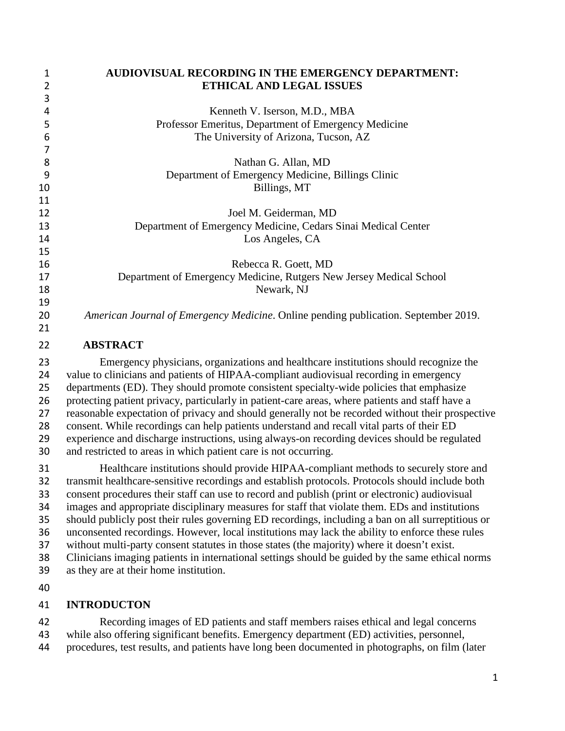# AUDIOVISUAL RECORDING IN THE EMERGENCY DEPARTMENT: ETHICAL AND LEGAL ISSUES

Kenneth V. Iserson, M.D., MBA
Professor Emeritus, Department of Emergency Medicine
The University of Arizona, Tucson, AZ

Nathan G. Allan, MD
Department of Emergency Medicine, Billings Clinic
Billings, MT

Joel M. Geiderman, MD
Department of Emergency Medicine, Cedars Sinai Medical Center
Los Angeles, CA

Rebecca R. Goett, MD
Department of Emergency Medicine, Rutgers New Jersey Medical School
Newark, NJ

*American Journal of Emergency Medicine*. Online pending publication. September 2019.

## ABSTRACT

Emergency physicians, organizations and healthcare institutions should recognize the value to clinicians and patients of HIPAA-compliant audiovisual recording in emergency departments (ED). They should promote consistent specialty-wide policies that emphasize protecting patient privacy, particularly in patient-care areas, where patients and staff have a reasonable expectation of privacy and should generally not be recorded without their prospective consent. While recordings can help patients understand and recall vital parts of their ED experience and discharge instructions, using always-on recording devices should be regulated and restricted to areas in which patient care is not occurring.

Healthcare institutions should provide HIPAA-compliant methods to securely store and transmit healthcare-sensitive recordings and establish protocols. Protocols should include both consent procedures their staff can use to record and publish (print or electronic) audiovisual images and appropriate disciplinary measures for staff that violate them. EDs and institutions should publicly post their rules governing ED recordings, including a ban on all surreptitious or unconsented recordings. However, local institutions may lack the ability to enforce these rules without multi-party consent statutes in those states (the majority) where it doesn't exist. Clinicians imaging patients in international settings should be guided by the same ethical norms as they are at their home institution.

## INTRODUCTON

Recording images of ED patients and staff members raises ethical and legal concerns while also offering significant benefits. Emergency department (ED) activities, personnel, procedures, test results, and patients have long been documented in photographs, on film (later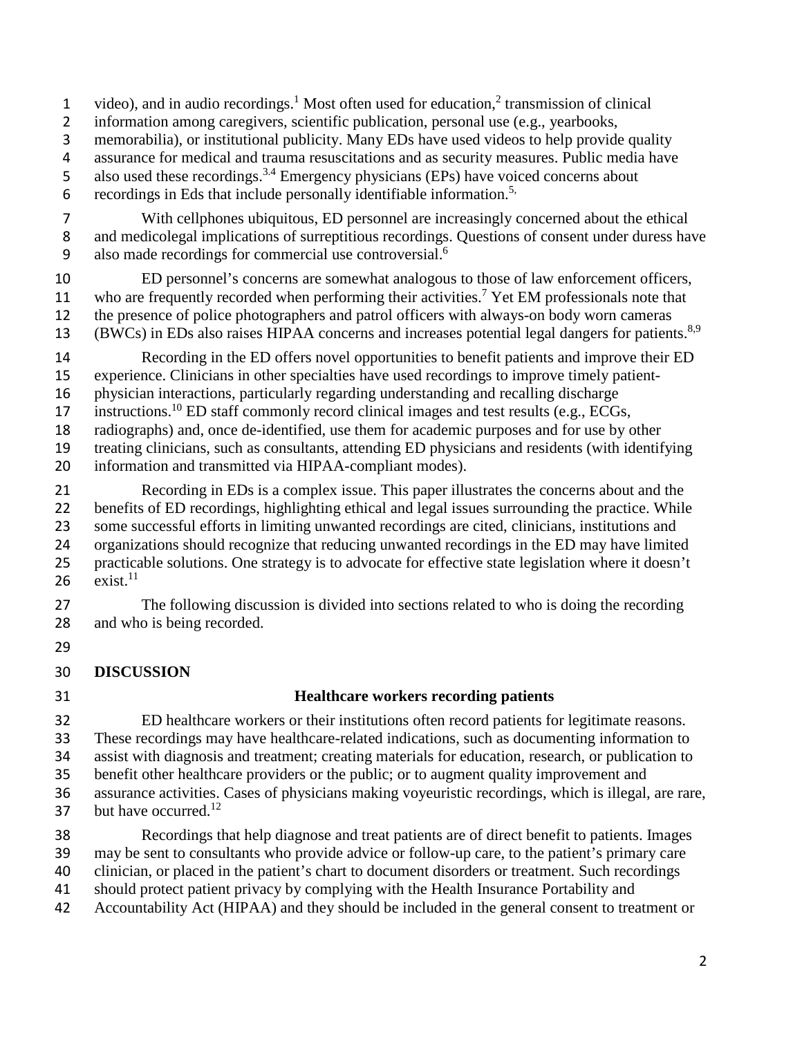video), and in audio recordings.[1] Most often used for education,[2] transmission of clinical information among caregivers, scientific publication, personal use (e.g., yearbooks, memorabilia), or institutional publicity. Many EDs have used videos to help provide quality assurance for medical and trauma resuscitations and as security measures. Public media have also used these recordings.[3,4] Emergency physicians (EPs) have voiced concerns about recordings in Eds that include personally identifiable information.[5,]

With cellphones ubiquitous, ED personnel are increasingly concerned about the ethical and medicolegal implications of surreptitious recordings. Questions of consent under duress have also made recordings for commercial use controversial.[6]

ED personnel's concerns are somewhat analogous to those of law enforcement officers, who are frequently recorded when performing their activities.[7] Yet EM professionals note that the presence of police photographers and patrol officers with always-on body worn cameras (BWCs) in EDs also raises HIPAA concerns and increases potential legal dangers for patients.[8,9]

Recording in the ED offers novel opportunities to benefit patients and improve their ED experience. Clinicians in other specialties have used recordings to improve timely patient-physician interactions, particularly regarding understanding and recalling discharge instructions.[10] ED staff commonly record clinical images and test results (e.g., ECGs, radiographs) and, once de-identified, use them for academic purposes and for use by other treating clinicians, such as consultants, attending ED physicians and residents (with identifying information and transmitted via HIPAA-compliant modes).

Recording in EDs is a complex issue. This paper illustrates the concerns about and the benefits of ED recordings, highlighting ethical and legal issues surrounding the practice. While some successful efforts in limiting unwanted recordings are cited, clinicians, institutions and organizations should recognize that reducing unwanted recordings in the ED may have limited practicable solutions. One strategy is to advocate for effective state legislation where it doesn't exist.[11]

The following discussion is divided into sections related to who is doing the recording and who is being recorded.

## DISCUSSION

### Healthcare workers recording patients

ED healthcare workers or their institutions often record patients for legitimate reasons. These recordings may have healthcare-related indications, such as documenting information to assist with diagnosis and treatment; creating materials for education, research, or publication to benefit other healthcare providers or the public; or to augment quality improvement and assurance activities. Cases of physicians making voyeuristic recordings, which is illegal, are rare, but have occurred.[12]

Recordings that help diagnose and treat patients are of direct benefit to patients. Images may be sent to consultants who provide advice or follow-up care, to the patient's primary care clinician, or placed in the patient's chart to document disorders or treatment. Such recordings should protect patient privacy by complying with the Health Insurance Portability and Accountability Act (HIPAA) and they should be included in the general consent to treatment or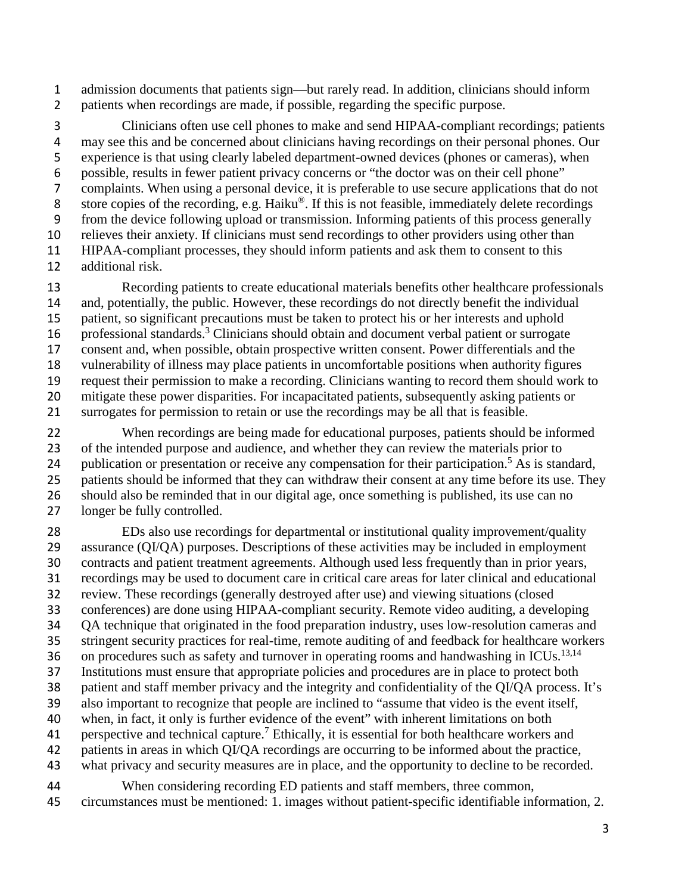admission documents that patients sign—but rarely read. In addition, clinicians should inform patients when recordings are made, if possible, regarding the specific purpose.

Clinicians often use cell phones to make and send HIPAA-compliant recordings; patients may see this and be concerned about clinicians having recordings on their personal phones. Our experience is that using clearly labeled department-owned devices (phones or cameras), when possible, results in fewer patient privacy concerns or "the doctor was on their cell phone" complaints. When using a personal device, it is preferable to use secure applications that do not store copies of the recording, e.g. Haiku®. If this is not feasible, immediately delete recordings from the device following upload or transmission. Informing patients of this process generally relieves their anxiety. If clinicians must send recordings to other providers using other than HIPAA-compliant processes, they should inform patients and ask them to consent to this additional risk.

Recording patients to create educational materials benefits other healthcare professionals and, potentially, the public. However, these recordings do not directly benefit the individual patient, so significant precautions must be taken to protect his or her interests and uphold professional standards.[3] Clinicians should obtain and document verbal patient or surrogate consent and, when possible, obtain prospective written consent. Power differentials and the vulnerability of illness may place patients in uncomfortable positions when authority figures request their permission to make a recording. Clinicians wanting to record them should work to mitigate these power disparities. For incapacitated patients, subsequently asking patients or surrogates for permission to retain or use the recordings may be all that is feasible.

When recordings are being made for educational purposes, patients should be informed of the intended purpose and audience, and whether they can review the materials prior to publication or presentation or receive any compensation for their participation.[5] As is standard, patients should be informed that they can withdraw their consent at any time before its use. They should also be reminded that in our digital age, once something is published, its use can no longer be fully controlled.

EDs also use recordings for departmental or institutional quality improvement/quality assurance (QI/QA) purposes. Descriptions of these activities may be included in employment contracts and patient treatment agreements. Although used less frequently than in prior years, recordings may be used to document care in critical care areas for later clinical and educational review. These recordings (generally destroyed after use) and viewing situations (closed conferences) are done using HIPAA-compliant security. Remote video auditing, a developing QA technique that originated in the food preparation industry, uses low-resolution cameras and stringent security practices for real-time, remote auditing of and feedback for healthcare workers on procedures such as safety and turnover in operating rooms and handwashing in ICUs.[13,14] Institutions must ensure that appropriate policies and procedures are in place to protect both patient and staff member privacy and the integrity and confidentiality of the QI/QA process. It's also important to recognize that people are inclined to "assume that video is the event itself, when, in fact, it only is further evidence of the event" with inherent limitations on both perspective and technical capture.[7] Ethically, it is essential for both healthcare workers and patients in areas in which QI/QA recordings are occurring to be informed about the practice, what privacy and security measures are in place, and the opportunity to decline to be recorded.

When considering recording ED patients and staff members, three common, circumstances must be mentioned: 1. images without patient-specific identifiable information, 2.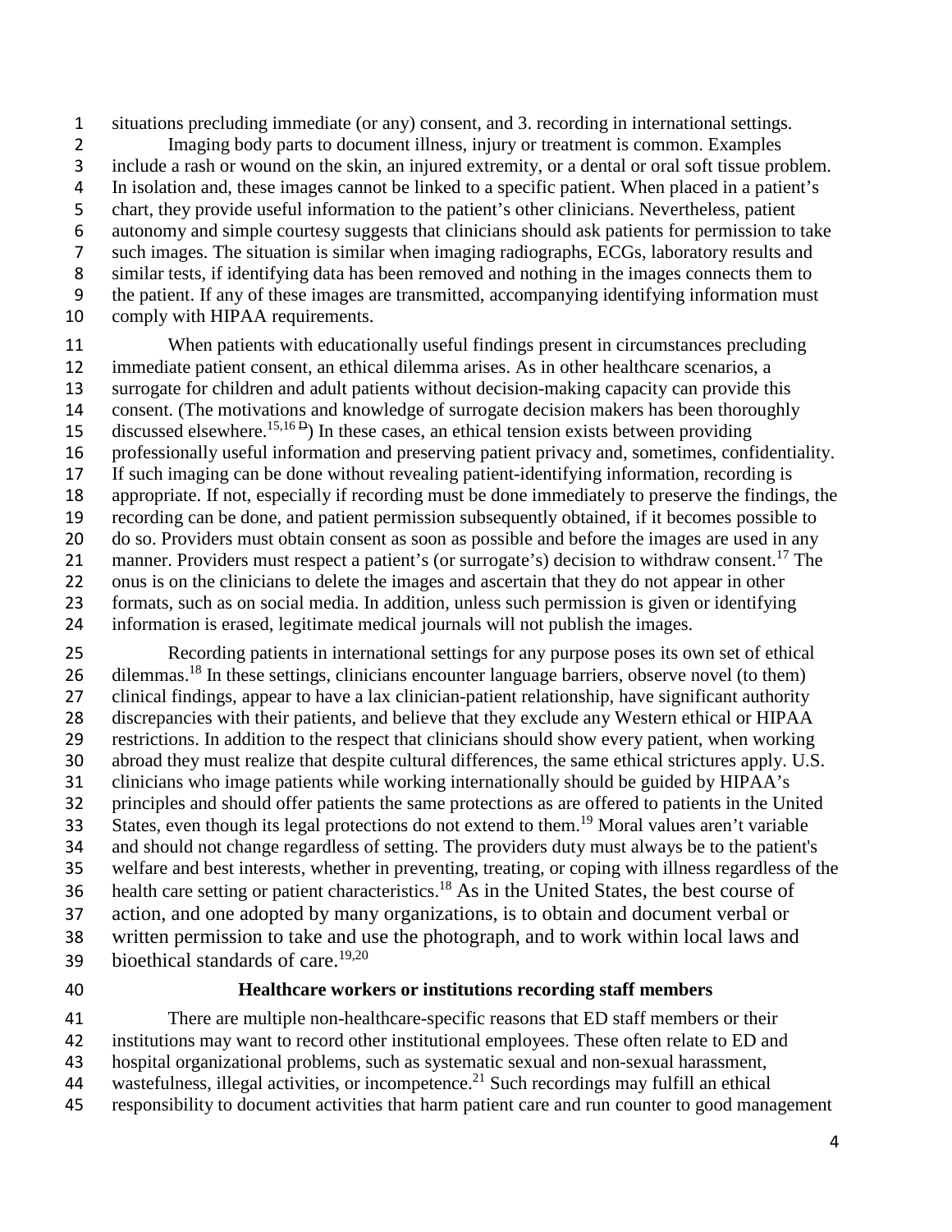situations precluding immediate (or any) consent, and 3. recording in international settings.

Imaging body parts to document illness, injury or treatment is common. Examples include a rash or wound on the skin, an injured extremity, or a dental or oral soft tissue problem. In isolation and, these images cannot be linked to a specific patient. When placed in a patient's chart, they provide useful information to the patient's other clinicians. Nevertheless, patient autonomy and simple courtesy suggests that clinicians should ask patients for permission to take such images. The situation is similar when imaging radiographs, ECGs, laboratory results and similar tests, if identifying data has been removed and nothing in the images connects them to the patient. If any of these images are transmitted, accompanying identifying information must comply with HIPAA requirements.

When patients with educationally useful findings present in circumstances precluding immediate patient consent, an ethical dilemma arises. As in other healthcare scenarios, a surrogate for children and adult patients without decision-making capacity can provide this consent. (The motivations and knowledge of surrogate decision makers has been thoroughly discussed elsewhere.[15,16]) In these cases, an ethical tension exists between providing professionally useful information and preserving patient privacy and, sometimes, confidentiality. If such imaging can be done without revealing patient-identifying information, recording is appropriate. If not, especially if recording must be done immediately to preserve the findings, the recording can be done, and patient permission subsequently obtained, if it becomes possible to do so. Providers must obtain consent as soon as possible and before the images are used in any manner. Providers must respect a patient's (or surrogate's) decision to withdraw consent.[17] The onus is on the clinicians to delete the images and ascertain that they do not appear in other formats, such as on social media. In addition, unless such permission is given or identifying information is erased, legitimate medical journals will not publish the images.

Recording patients in international settings for any purpose poses its own set of ethical dilemmas.[18] In these settings, clinicians encounter language barriers, observe novel (to them) clinical findings, appear to have a lax clinician-patient relationship, have significant authority discrepancies with their patients, and believe that they exclude any Western ethical or HIPAA restrictions. In addition to the respect that clinicians should show every patient, when working abroad they must realize that despite cultural differences, the same ethical strictures apply. U.S. clinicians who image patients while working internationally should be guided by HIPAA's principles and should offer patients the same protections as are offered to patients in the United States, even though its legal protections do not extend to them.[19] Moral values aren't variable and should not change regardless of setting. The providers duty must always be to the patient's welfare and best interests, whether in preventing, treating, or coping with illness regardless of the health care setting or patient characteristics.[18] As in the United States, the best course of action, and one adopted by many organizations, is to obtain and document verbal or written permission to take and use the photograph, and to work within local laws and bioethical standards of care.[19,20]

### Healthcare workers or institutions recording staff members

There are multiple non-healthcare-specific reasons that ED staff members or their institutions may want to record other institutional employees. These often relate to ED and hospital organizational problems, such as systematic sexual and non-sexual harassment, wastefulness, illegal activities, or incompetence.[21] Such recordings may fulfill an ethical responsibility to document activities that harm patient care and run counter to good management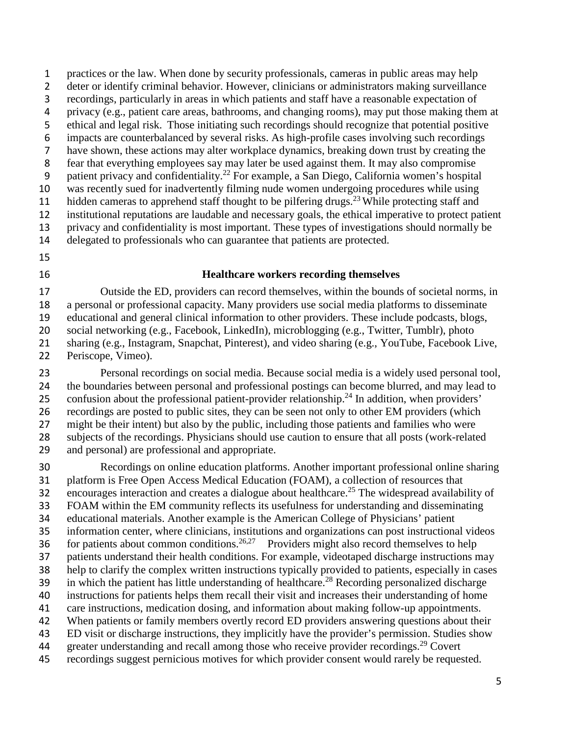practices or the law. When done by security professionals, cameras in public areas may help deter or identify criminal behavior. However, clinicians or administrators making surveillance recordings, particularly in areas in which patients and staff have a reasonable expectation of privacy (e.g., patient care areas, bathrooms, and changing rooms), may put those making them at ethical and legal risk. Those initiating such recordings should recognize that potential positive impacts are counterbalanced by several risks. As high-profile cases involving such recordings have shown, these actions may alter workplace dynamics, breaking down trust by creating the fear that everything employees say may later be used against them. It may also compromise patient privacy and confidentiality.[22] For example, a San Diego, California women's hospital was recently sued for inadvertently filming nude women undergoing procedures while using hidden cameras to apprehend staff thought to be pilfering drugs.[23] While protecting staff and institutional reputations are laudable and necessary goals, the ethical imperative to protect patient privacy and confidentiality is most important. These types of investigations should normally be delegated to professionals who can guarantee that patients are protected.

## Healthcare workers recording themselves

Outside the ED, providers can record themselves, within the bounds of societal norms, in a personal or professional capacity. Many providers use social media platforms to disseminate educational and general clinical information to other providers. These include podcasts, blogs, social networking (e.g., Facebook, LinkedIn), microblogging (e.g., Twitter, Tumblr), photo sharing (e.g., Instagram, Snapchat, Pinterest), and video sharing (e.g., YouTube, Facebook Live, Periscope, Vimeo).

Personal recordings on social media. Because social media is a widely used personal tool, the boundaries between personal and professional postings can become blurred, and may lead to confusion about the professional patient-provider relationship.[24] In addition, when providers' recordings are posted to public sites, they can be seen not only to other EM providers (which might be their intent) but also by the public, including those patients and families who were subjects of the recordings. Physicians should use caution to ensure that all posts (work-related and personal) are professional and appropriate.

Recordings on online education platforms. Another important professional online sharing platform is Free Open Access Medical Education (FOAM), a collection of resources that encourages interaction and creates a dialogue about healthcare.[25] The widespread availability of FOAM within the EM community reflects its usefulness for understanding and disseminating educational materials. Another example is the American College of Physicians' patient information center, where clinicians, institutions and organizations can post instructional videos for patients about common conditions.[26,27] Providers might also record themselves to help patients understand their health conditions. For example, videotaped discharge instructions may help to clarify the complex written instructions typically provided to patients, especially in cases in which the patient has little understanding of healthcare.[28] Recording personalized discharge instructions for patients helps them recall their visit and increases their understanding of home care instructions, medication dosing, and information about making follow-up appointments. When patients or family members overtly record ED providers answering questions about their ED visit or discharge instructions, they implicitly have the provider's permission. Studies show greater understanding and recall among those who receive provider recordings.[29] Covert recordings suggest pernicious motives for which provider consent would rarely be requested.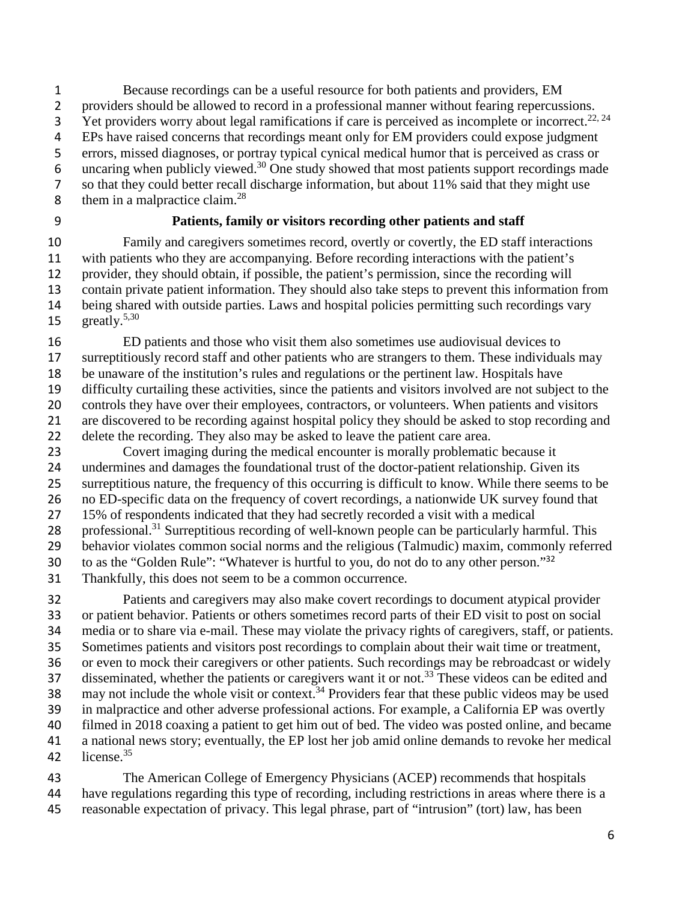Because recordings can be a useful resource for both patients and providers, EM providers should be allowed to record in a professional manner without fearing repercussions. Yet providers worry about legal ramifications if care is perceived as incomplete or incorrect.[22, 24] EPs have raised concerns that recordings meant only for EM providers could expose judgment errors, missed diagnoses, or portray typical cynical medical humor that is perceived as crass or uncaring when publicly viewed.[30] One study showed that most patients support recordings made so that they could better recall discharge information, but about 11% said that they might use them in a malpractice claim.[28]

## Patients, family or visitors recording other patients and staff

Family and caregivers sometimes record, overtly or covertly, the ED staff interactions with patients who they are accompanying. Before recording interactions with the patient's provider, they should obtain, if possible, the patient's permission, since the recording will contain private patient information. They should also take steps to prevent this information from being shared with outside parties. Laws and hospital policies permitting such recordings vary greatly.[5,30]

ED patients and those who visit them also sometimes use audiovisual devices to surreptitiously record staff and other patients who are strangers to them. These individuals may be unaware of the institution's rules and regulations or the pertinent law. Hospitals have difficulty curtailing these activities, since the patients and visitors involved are not subject to the controls they have over their employees, contractors, or volunteers. When patients and visitors are discovered to be recording against hospital policy they should be asked to stop recording and delete the recording. They also may be asked to leave the patient care area.

Covert imaging during the medical encounter is morally problematic because it undermines and damages the foundational trust of the doctor-patient relationship. Given its surreptitious nature, the frequency of this occurring is difficult to know. While there seems to be no ED-specific data on the frequency of covert recordings, a nationwide UK survey found that 15% of respondents indicated that they had secretly recorded a visit with a medical professional.[31] Surreptitious recording of well-known people can be particularly harmful. This behavior violates common social norms and the religious (Talmudic) maxim, commonly referred to as the "Golden Rule": "Whatever is hurtful to you, do not do to any other person."[32] Thankfully, this does not seem to be a common occurrence.

Patients and caregivers may also make covert recordings to document atypical provider or patient behavior. Patients or others sometimes record parts of their ED visit to post on social media or to share via e-mail. These may violate the privacy rights of caregivers, staff, or patients. Sometimes patients and visitors post recordings to complain about their wait time or treatment, or even to mock their caregivers or other patients. Such recordings may be rebroadcast or widely disseminated, whether the patients or caregivers want it or not.[33] These videos can be edited and may not include the whole visit or context.[34] Providers fear that these public videos may be used in malpractice and other adverse professional actions. For example, a California EP was overtly filmed in 2018 coaxing a patient to get him out of bed. The video was posted online, and became a national news story; eventually, the EP lost her job amid online demands to revoke her medical license.[35]

The American College of Emergency Physicians (ACEP) recommends that hospitals have regulations regarding this type of recording, including restrictions in areas where there is a reasonable expectation of privacy. This legal phrase, part of "intrusion" (tort) law, has been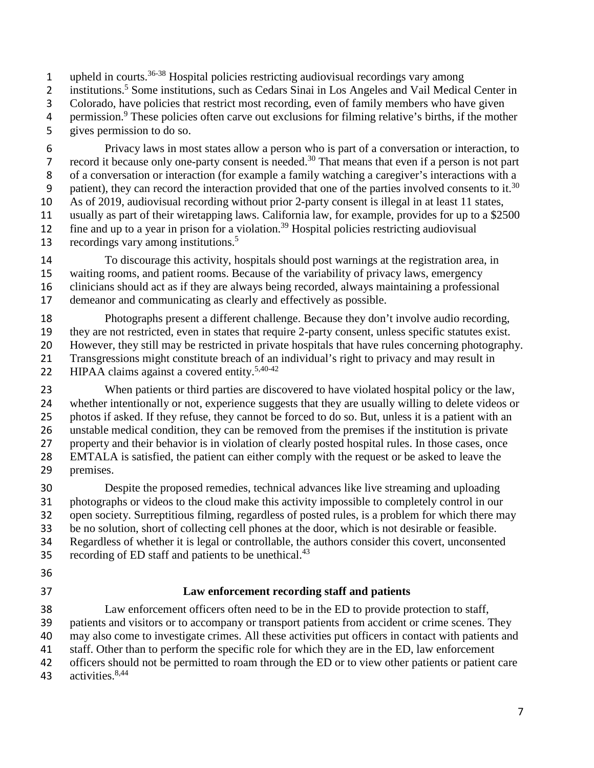upheld in courts.[36-38] Hospital policies restricting audiovisual recordings vary among institutions.[5] Some institutions, such as Cedars Sinai in Los Angeles and Vail Medical Center in Colorado, have policies that restrict most recording, even of family members who have given permission.[9] These policies often carve out exclusions for filming relative's births, if the mother gives permission to do so.

Privacy laws in most states allow a person who is part of a conversation or interaction, to record it because only one-party consent is needed.[30] That means that even if a person is not part of a conversation or interaction (for example a family watching a caregiver's interactions with a patient), they can record the interaction provided that one of the parties involved consents to it.[30] As of 2019, audiovisual recording without prior 2-party consent is illegal in at least 11 states, usually as part of their wiretapping laws. California law, for example, provides for up to a $2500 fine and up to a year in prison for a violation.[39] Hospital policies restricting audiovisual recordings vary among institutions.[5]

To discourage this activity, hospitals should post warnings at the registration area, in waiting rooms, and patient rooms. Because of the variability of privacy laws, emergency clinicians should act as if they are always being recorded, always maintaining a professional demeanor and communicating as clearly and effectively as possible.

Photographs present a different challenge. Because they don't involve audio recording, they are not restricted, even in states that require 2-party consent, unless specific statutes exist. However, they still may be restricted in private hospitals that have rules concerning photography. Transgressions might constitute breach of an individual's right to privacy and may result in HIPAA claims against a covered entity.[5,40-42]

When patients or third parties are discovered to have violated hospital policy or the law, whether intentionally or not, experience suggests that they are usually willing to delete videos or photos if asked. If they refuse, they cannot be forced to do so. But, unless it is a patient with an unstable medical condition, they can be removed from the premises if the institution is private property and their behavior is in violation of clearly posted hospital rules. In those cases, once EMTALA is satisfied, the patient can either comply with the request or be asked to leave the premises.

Despite the proposed remedies, technical advances like live streaming and uploading photographs or videos to the cloud make this activity impossible to completely control in our open society. Surreptitious filming, regardless of posted rules, is a problem for which there may be no solution, short of collecting cell phones at the door, which is not desirable or feasible. Regardless of whether it is legal or controllable, the authors consider this covert, unconsented recording of ED staff and patients to be unethical.[43]

## Law enforcement recording staff and patients

Law enforcement officers often need to be in the ED to provide protection to staff, patients and visitors or to accompany or transport patients from accident or crime scenes. They may also come to investigate crimes. All these activities put officers in contact with patients and staff. Other than to perform the specific role for which they are in the ED, law enforcement officers should not be permitted to roam through the ED or to view other patients or patient care activities.[8,44]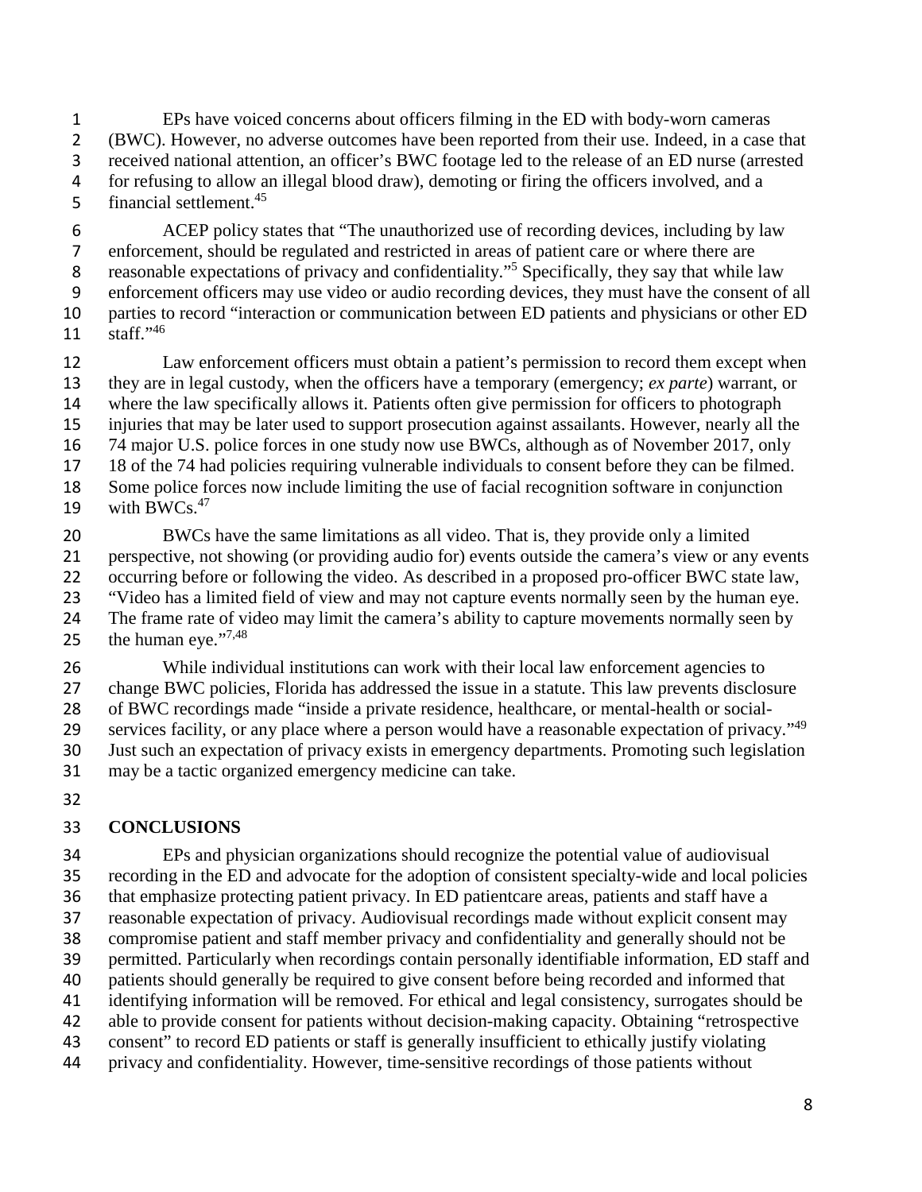EPs have voiced concerns about officers filming in the ED with body-worn cameras (BWC). However, no adverse outcomes have been reported from their use. Indeed, in a case that received national attention, an officer's BWC footage led to the release of an ED nurse (arrested for refusing to allow an illegal blood draw), demoting or firing the officers involved, and a financial settlement.[45]

ACEP policy states that "The unauthorized use of recording devices, including by law enforcement, should be regulated and restricted in areas of patient care or where there are reasonable expectations of privacy and confidentiality."[5] Specifically, they say that while law enforcement officers may use video or audio recording devices, they must have the consent of all parties to record "interaction or communication between ED patients and physicians or other ED staff."[46]

Law enforcement officers must obtain a patient's permission to record them except when they are in legal custody, when the officers have a temporary (emergency; *ex parte*) warrant, or where the law specifically allows it. Patients often give permission for officers to photograph injuries that may be later used to support prosecution against assailants. However, nearly all the 74 major U.S. police forces in one study now use BWCs, although as of November 2017, only 18 of the 74 had policies requiring vulnerable individuals to consent before they can be filmed. Some police forces now include limiting the use of facial recognition software in conjunction with BWCs.[47]

BWCs have the same limitations as all video. That is, they provide only a limited perspective, not showing (or providing audio for) events outside the camera's view or any events occurring before or following the video. As described in a proposed pro-officer BWC state law, "Video has a limited field of view and may not capture events normally seen by the human eye. The frame rate of video may limit the camera's ability to capture movements normally seen by the human eye."[7,48]

While individual institutions can work with their local law enforcement agencies to change BWC policies, Florida has addressed the issue in a statute. This law prevents disclosure of BWC recordings made "inside a private residence, healthcare, or mental-health or social-services facility, or any place where a person would have a reasonable expectation of privacy."[49] Just such an expectation of privacy exists in emergency departments. Promoting such legislation may be a tactic organized emergency medicine can take.

## CONCLUSIONS

EPs and physician organizations should recognize the potential value of audiovisual recording in the ED and advocate for the adoption of consistent specialty-wide and local policies that emphasize protecting patient privacy. In ED patientcare areas, patients and staff have a reasonable expectation of privacy. Audiovisual recordings made without explicit consent may compromise patient and staff member privacy and confidentiality and generally should not be permitted. Particularly when recordings contain personally identifiable information, ED staff and patients should generally be required to give consent before being recorded and informed that identifying information will be removed. For ethical and legal consistency, surrogates should be able to provide consent for patients without decision-making capacity. Obtaining "retrospective consent" to record ED patients or staff is generally insufficient to ethically justify violating privacy and confidentiality. However, time-sensitive recordings of those patients without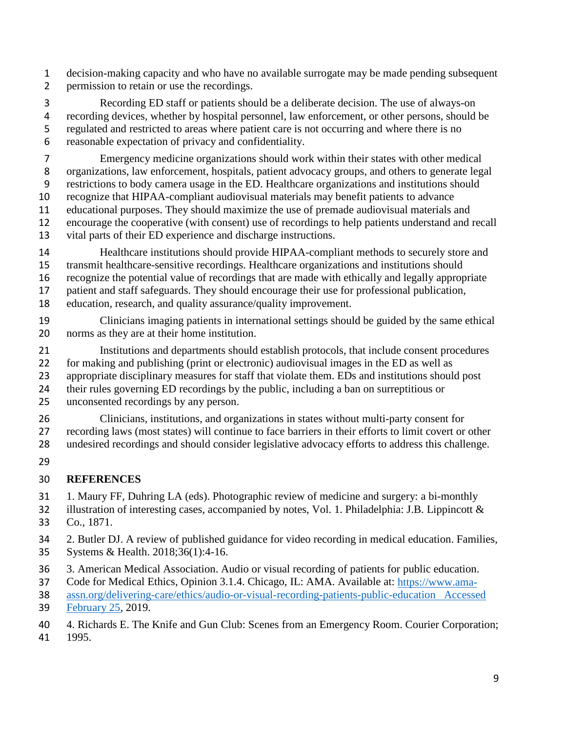decision-making capacity and who have no available surrogate may be made pending subsequent permission to retain or use the recordings.

Recording ED staff or patients should be a deliberate decision. The use of always-on recording devices, whether by hospital personnel, law enforcement, or other persons, should be regulated and restricted to areas where patient care is not occurring and where there is no reasonable expectation of privacy and confidentiality.

Emergency medicine organizations should work within their states with other medical organizations, law enforcement, hospitals, patient advocacy groups, and others to generate legal restrictions to body camera usage in the ED. Healthcare organizations and institutions should recognize that HIPAA-compliant audiovisual materials may benefit patients to advance educational purposes. They should maximize the use of premade audiovisual materials and encourage the cooperative (with consent) use of recordings to help patients understand and recall vital parts of their ED experience and discharge instructions.

Healthcare institutions should provide HIPAA-compliant methods to securely store and transmit healthcare-sensitive recordings. Healthcare organizations and institutions should recognize the potential value of recordings that are made with ethically and legally appropriate patient and staff safeguards. They should encourage their use for professional publication, education, research, and quality assurance/quality improvement.

Clinicians imaging patients in international settings should be guided by the same ethical norms as they are at their home institution.

Institutions and departments should establish protocols, that include consent procedures for making and publishing (print or electronic) audiovisual images in the ED as well as appropriate disciplinary measures for staff that violate them. EDs and institutions should post their rules governing ED recordings by the public, including a ban on surreptitious or unconsented recordings by any person.

Clinicians, institutions, and organizations in states without multi-party consent for recording laws (most states) will continue to face barriers in their efforts to limit covert or other undesired recordings and should consider legislative advocacy efforts to address this challenge.

## REFERENCES

1. Maury FF, Duhring LA (eds). Photographic review of medicine and surgery: a bi-monthly illustration of interesting cases, accompanied by notes, Vol. 1. Philadelphia: J.B. Lippincott & Co., 1871.

2. Butler DJ. A review of published guidance for video recording in medical education. Families, Systems & Health. 2018;36(1):4-16.

3. American Medical Association. Audio or visual recording of patients for public education. Code for Medical Ethics, Opinion 3.1.4. Chicago, IL: AMA. Available at: https://www.ama-assn.org/delivering-care/ethics/audio-or-visual-recording-patients-public-education Accessed February 25, 2019.

4. Richards E. The Knife and Gun Club: Scenes from an Emergency Room. Courier Corporation; 1995.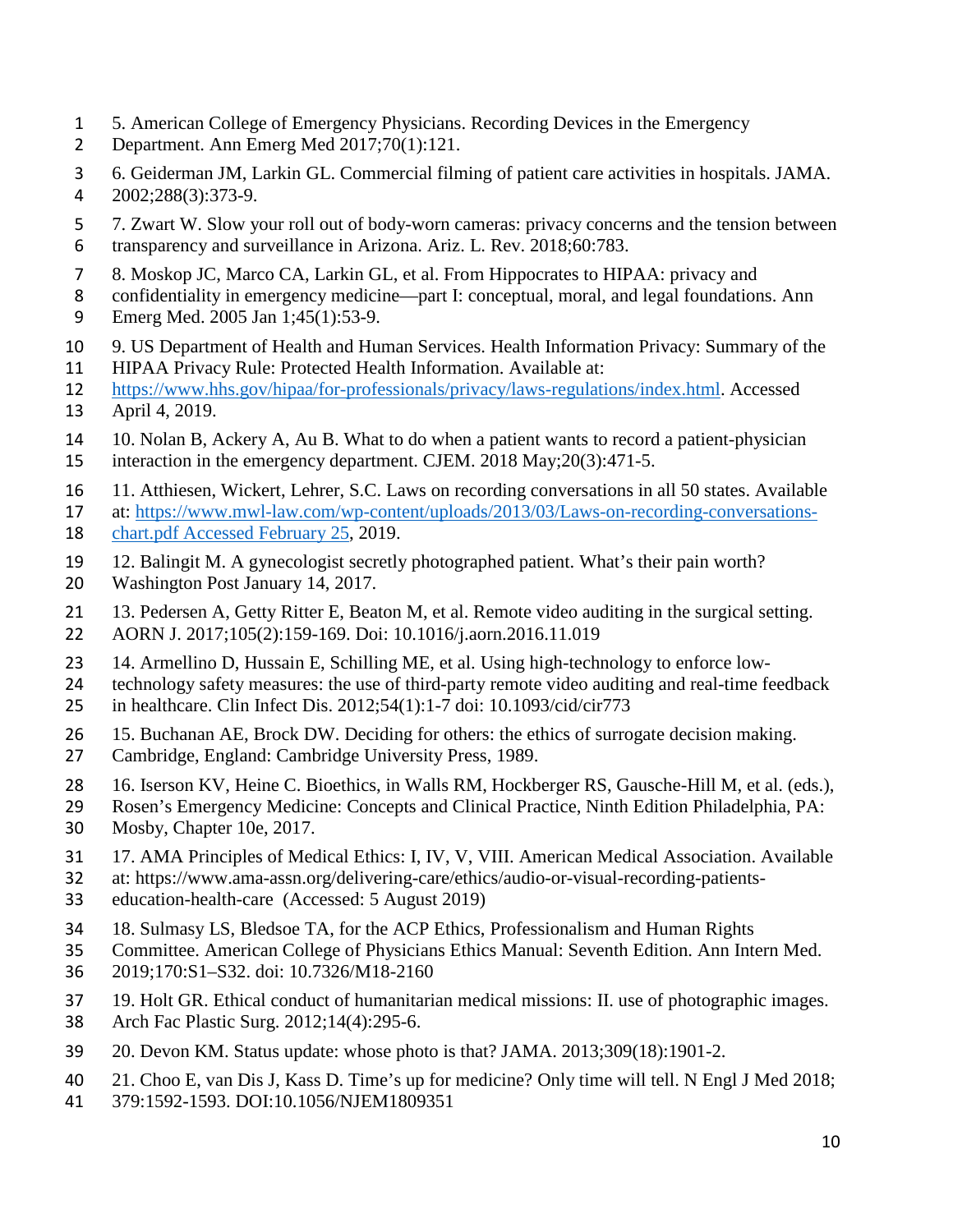5. American College of Emergency Physicians. Recording Devices in the Emergency Department. Ann Emerg Med 2017;70(1):121.

6. Geiderman JM, Larkin GL. Commercial filming of patient care activities in hospitals. JAMA. 2002;288(3):373-9.

7. Zwart W. Slow your roll out of body-worn cameras: privacy concerns and the tension between transparency and surveillance in Arizona. Ariz. L. Rev. 2018;60:783.

8. Moskop JC, Marco CA, Larkin GL, et al. From Hippocrates to HIPAA: privacy and confidentiality in emergency medicine—part I: conceptual, moral, and legal foundations. Ann Emerg Med. 2005 Jan 1;45(1):53-9.

9. US Department of Health and Human Services. Health Information Privacy: Summary of the HIPAA Privacy Rule: Protected Health Information. Available at: https://www.hhs.gov/hipaa/for-professionals/privacy/laws-regulations/index.html. Accessed April 4, 2019.

10. Nolan B, Ackery A, Au B. What to do when a patient wants to record a patient-physician interaction in the emergency department. CJEM. 2018 May;20(3):471-5.

11. Atthiesen, Wickert, Lehrer, S.C. Laws on recording conversations in all 50 states. Available at: https://www.mwl-law.com/wp-content/uploads/2013/03/Laws-on-recording-conversations-chart.pdf Accessed February 25, 2019.

12. Balingit M. A gynecologist secretly photographed patient. What's their pain worth? Washington Post January 14, 2017.

13. Pedersen A, Getty Ritter E, Beaton M, et al. Remote video auditing in the surgical setting. AORN J. 2017;105(2):159-169. Doi: 10.1016/j.aorn.2016.11.019

14. Armellino D, Hussain E, Schilling ME, et al. Using high-technology to enforce low-technology safety measures: the use of third-party remote video auditing and real-time feedback in healthcare. Clin Infect Dis. 2012;54(1):1-7 doi: 10.1093/cid/cir773

15. Buchanan AE, Brock DW. Deciding for others: the ethics of surrogate decision making. Cambridge, England: Cambridge University Press, 1989.

16. Iserson KV, Heine C. Bioethics, in Walls RM, Hockberger RS, Gausche-Hill M, et al. (eds.), Rosen's Emergency Medicine: Concepts and Clinical Practice, Ninth Edition Philadelphia, PA: Mosby, Chapter 10e, 2017.

17. AMA Principles of Medical Ethics: I, IV, V, VIII. American Medical Association. Available at: https://www.ama-assn.org/delivering-care/ethics/audio-or-visual-recording-patients-education-health-care (Accessed: 5 August 2019)

18. Sulmasy LS, Bledsoe TA, for the ACP Ethics, Professionalism and Human Rights Committee. American College of Physicians Ethics Manual: Seventh Edition. Ann Intern Med. 2019;170:S1–S32. doi: 10.7326/M18-2160

19. Holt GR. Ethical conduct of humanitarian medical missions: II. use of photographic images. Arch Fac Plastic Surg. 2012;14(4):295-6.

20. Devon KM. Status update: whose photo is that? JAMA. 2013;309(18):1901-2.

21. Choo E, van Dis J, Kass D. Time's up for medicine? Only time will tell. N Engl J Med 2018; 379:1592-1593. DOI:10.1056/NJEM1809351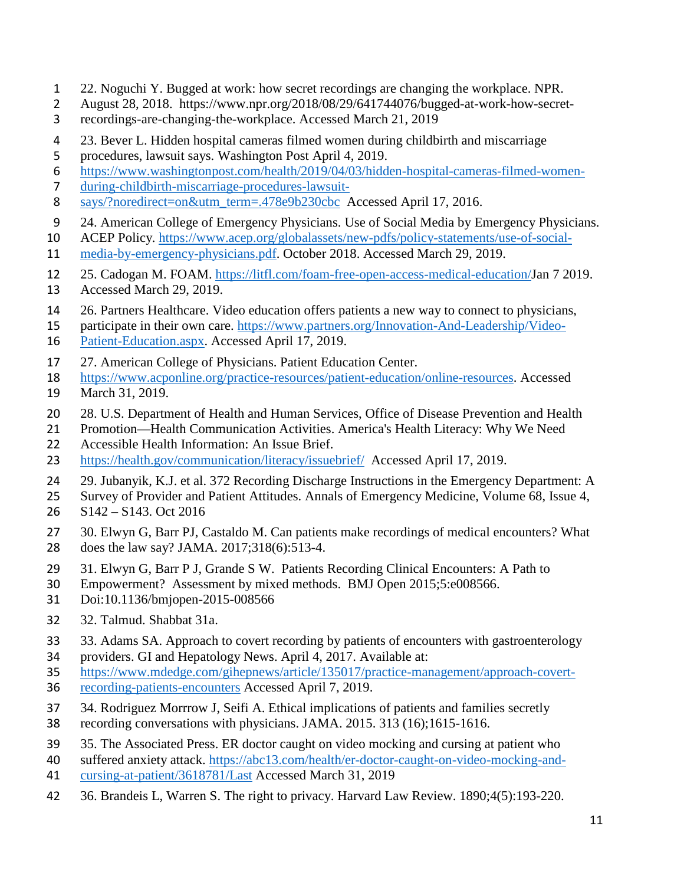22. Noguchi Y. Bugged at work: how secret recordings are changing the workplace. NPR. August 28, 2018. https://www.npr.org/2018/08/29/641744076/bugged-at-work-how-secret-recordings-are-changing-the-workplace. Accessed March 21, 2019

23. Bever L. Hidden hospital cameras filmed women during childbirth and miscarriage procedures, lawsuit says. Washington Post April 4, 2019. https://www.washingtonpost.com/health/2019/04/03/hidden-hospital-cameras-filmed-women-during-childbirth-miscarriage-procedures-lawsuit-says/?noredirect=on&utm_term=.478e9b230cbc Accessed April 17, 2016.

24. American College of Emergency Physicians. Use of Social Media by Emergency Physicians. ACEP Policy. https://www.acep.org/globalassets/new-pdfs/policy-statements/use-of-social-media-by-emergency-physicians.pdf. October 2018. Accessed March 29, 2019.

25. Cadogan M. FOAM. https://litfl.com/foam-free-open-access-medical-education/Jan 7 2019. Accessed March 29, 2019.

26. Partners Healthcare. Video education offers patients a new way to connect to physicians, participate in their own care. https://www.partners.org/Innovation-And-Leadership/Video-Patient-Education.aspx. Accessed April 17, 2019.

27. American College of Physicians. Patient Education Center. https://www.acponline.org/practice-resources/patient-education/online-resources. Accessed March 31, 2019.

28. U.S. Department of Health and Human Services, Office of Disease Prevention and Health Promotion—Health Communication Activities. America's Health Literacy: Why We Need Accessible Health Information: An Issue Brief. https://health.gov/communication/literacy/issuebrief/ Accessed April 17, 2019.

29. Jubanyik, K.J. et al. 372 Recording Discharge Instructions in the Emergency Department: A Survey of Provider and Patient Attitudes. Annals of Emergency Medicine, Volume 68, Issue 4, S142 – S143. Oct 2016

30. Elwyn G, Barr PJ, Castaldo M. Can patients make recordings of medical encounters? What does the law say? JAMA. 2017;318(6):513-4.

31. Elwyn G, Barr P J, Grande S W. Patients Recording Clinical Encounters: A Path to Empowerment? Assessment by mixed methods. BMJ Open 2015;5:e008566. Doi:10.1136/bmjopen-2015-008566

32. Talmud. Shabbat 31a.

33. Adams SA. Approach to covert recording by patients of encounters with gastroenterology providers. GI and Hepatology News. April 4, 2017. Available at: https://www.mdedge.com/gihepnews/article/135017/practice-management/approach-covert-recording-patients-encounters Accessed April 7, 2019.

34. Rodriguez Morrrow J, Seifi A. Ethical implications of patients and families secretly recording conversations with physicians. JAMA. 2015. 313 (16);1615-1616.

35. The Associated Press. ER doctor caught on video mocking and cursing at patient who suffered anxiety attack. https://abc13.com/health/er-doctor-caught-on-video-mocking-and-cursing-at-patient/3618781/Last Accessed March 31, 2019

36. Brandeis L, Warren S. The right to privacy. Harvard Law Review. 1890;4(5):193-220.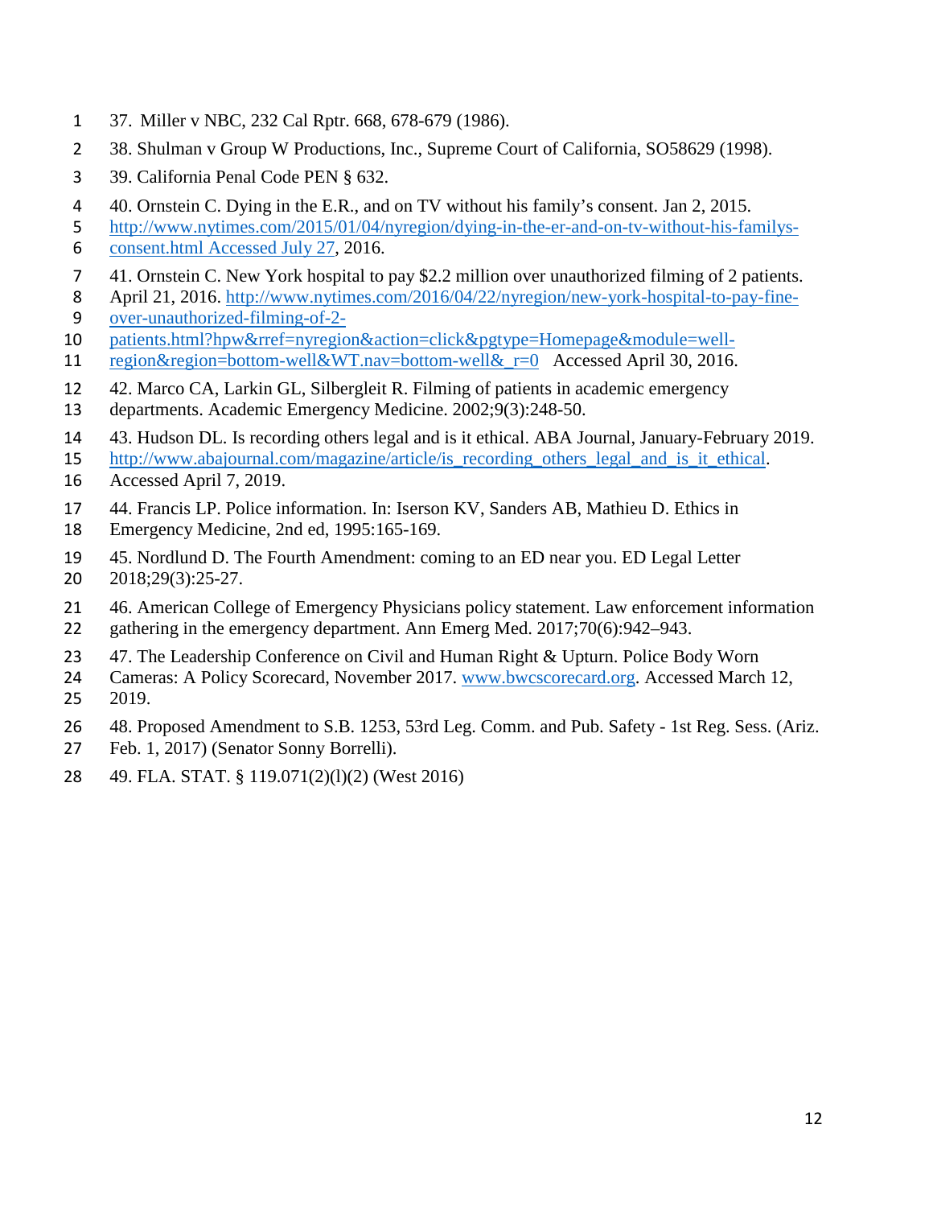37. Miller v NBC, 232 Cal Rptr. 668, 678-679 (1986).

38. Shulman v Group W Productions, Inc., Supreme Court of California, SO58629 (1998).

39. California Penal Code PEN § 632.

40. Ornstein C. Dying in the E.R., and on TV without his family's consent. Jan 2, 2015. http://www.nytimes.com/2015/01/04/nyregion/dying-in-the-er-and-on-tv-without-his-familys-consent.html Accessed July 27, 2016.

41. Ornstein C. New York hospital to pay $2.2 million over unauthorized filming of 2 patients. April 21, 2016. http://www.nytimes.com/2016/04/22/nyregion/new-york-hospital-to-pay-fine-over-unauthorized-filming-of-2-patients.html?hpw&rref=nyregion&action=click&pgtype=Homepage&module=well-region&region=bottom-well&WT.nav=bottom-well&_r=0 Accessed April 30, 2016.

42. Marco CA, Larkin GL, Silbergleit R. Filming of patients in academic emergency departments. Academic Emergency Medicine. 2002;9(3):248-50.

43. Hudson DL. Is recording others legal and is it ethical. ABA Journal, January-February 2019. http://www.abajournal.com/magazine/article/is_recording_others_legal_and_is_it_ethical. Accessed April 7, 2019.

44. Francis LP. Police information. In: Iserson KV, Sanders AB, Mathieu D. Ethics in Emergency Medicine, 2nd ed, 1995:165-169.

45. Nordlund D. The Fourth Amendment: coming to an ED near you. ED Legal Letter 2018;29(3):25-27.

46. American College of Emergency Physicians policy statement. Law enforcement information gathering in the emergency department. Ann Emerg Med. 2017;70(6):942–943.

47. The Leadership Conference on Civil and Human Right & Upturn. Police Body Worn Cameras: A Policy Scorecard, November 2017. www.bwcscorecard.org. Accessed March 12, 2019.

48. Proposed Amendment to S.B. 1253, 53rd Leg. Comm. and Pub. Safety - 1st Reg. Sess. (Ariz. Feb. 1, 2017) (Senator Sonny Borrelli).

49. FLA. STAT. § 119.071(2)(l)(2) (West 2016)